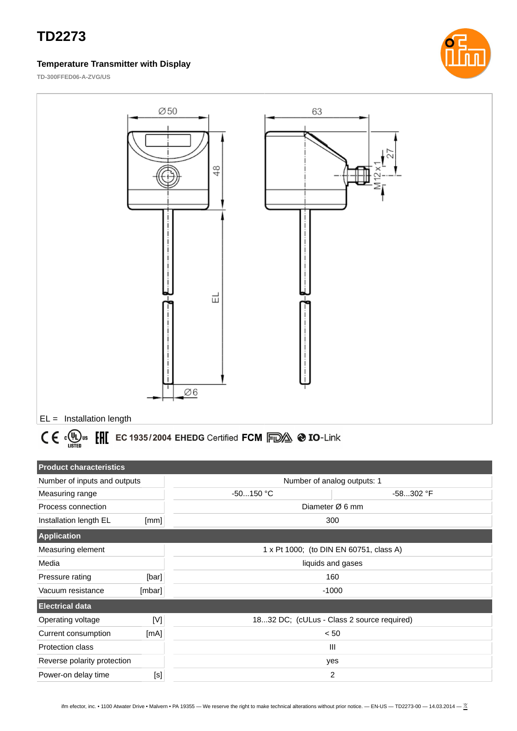# TD2273

**Temperature Transmitter with Display**

TD-300FFED06-A-ZVG/US

EL = Installation length

EC 1935/2004 EHEDG Certified FCM IO-Link

| Product characteristics | | | |
|---|---|---|---|
| Number of inputs and outputs | | Number of analog outputs: 1 | |
| Measuring range | | -50...150 °C | -58...302 °F |
| Process connection | | Diameter Ø 6 mm | |
| Installation length EL | [mm] | 300 | |
| **Application** | | | |
| Measuring element | | 1 x Pt 1000; (to DIN EN 60751, class A) | |
| Media | | liquids and gases | |
| Pressure rating | [bar] | 160 | |
| Vacuum resistance | [mbar] | -1000 | |
| **Electrical data** | | | |
| Operating voltage | [V] | 18...32 DC; (cULus - Class 2 source required) | |
| Current consumption | [mA] | < 50 | |
| Protection class | | III | |
| Reverse polarity protection | | yes | |
| Power-on delay time | [s] | 2 | |

ifm efector, inc. • 1100 Atwater Drive • Malvern • PA 19355 — We reserve the right to make technical alterations without prior notice. — EN-US — TD2273-00 — 14.03.2014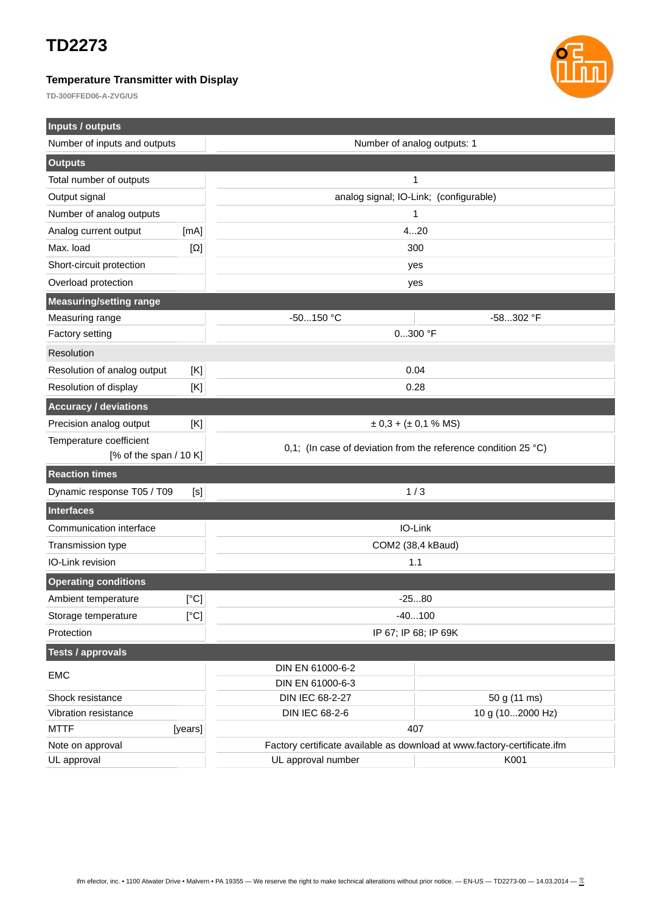# TD2273

### Temperature Transmitter with Display

**TD-300FFED06-A-ZVG/US**

| Inputs / outputs | | |
|---|---|---|
| Number of inputs and outputs | Number of analog outputs: 1 | |
| **Outputs** | | |
| Total number of outputs | 1 | |
| Output signal | analog signal; IO-Link; (configurable) | |
| Number of analog outputs | 1 | |
| Analog current output [mA] | 4...20 | |
| Max. load [Ω] | 300 | |
| Short-circuit protection | yes | |
| Overload protection | yes | |
| **Measuring/setting range** | | |
| Measuring range | -50...150 °C | -58...302 °F |
| Factory setting | 0...300 °F | |
| Resolution | | |
| Resolution of analog output [K] | 0.04 | |
| Resolution of display [K] | 0.28 | |
| **Accuracy / deviations** | | |
| Precision analog output [K] | ± 0,3 + (± 0,1 % MS) | |
| Temperature coefficient [% of the span / 10 K] | 0,1; (In case of deviation from the reference condition 25 °C) | |
| **Reaction times** | | |
| Dynamic response T05 / T09 [s] | 1 / 3 | |
| **Interfaces** | | |
| Communication interface | IO-Link | |
| Transmission type | COM2 (38,4 kBaud) | |
| IO-Link revision | 1.1 | |
| **Operating conditions** | | |
| Ambient temperature [°C] | -25...80 | |
| Storage temperature [°C] | -40...100 | |
| Protection | IP 67; IP 68; IP 69K | |
| **Tests / approvals** | | |
| EMC | DIN EN 61000-6-2 | |
| | DIN EN 61000-6-3 | |
| Shock resistance | DIN IEC 68-2-27 | 50 g (11 ms) |
| Vibration resistance | DIN IEC 68-2-6 | 10 g (10...2000 Hz) |
| MTTF [years] | 407 | |
| Note on approval | Factory certificate available as download at www.factory-certificate.ifm | |
| UL approval | UL approval number | K001 |

ifm efector, inc. • 1100 Atwater Drive • Malvern • PA 19355 — We reserve the right to make technical alterations without prior notice. — EN-US — TD2273-00 — 14.03.2014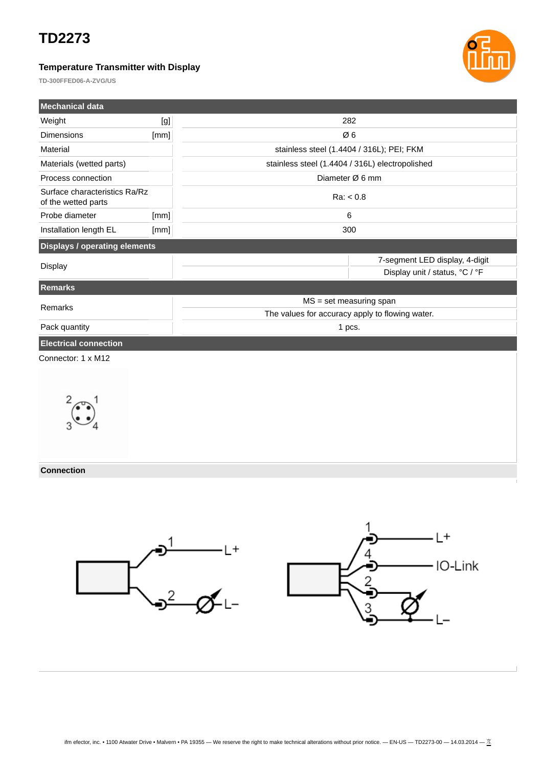# TD2273

### Temperature Transmitter with Display

**TD-300FFED06-A-ZVG/US**

| | | |
|---|---|---|
| **Mechanical data** | | |
| Weight | [g] | 282 |
| Dimensions | [mm] | Ø 6 |
| Material | | stainless steel (1.4404 / 316L); PEI; FKM |
| Materials (wetted parts) | | stainless steel (1.4404 / 316L) electropolished |
| Process connection | | Diameter Ø 6 mm |
| Surface characteristics Ra/Rz of the wetted parts | | Ra: < 0.8 |
| Probe diameter | [mm] | 6 |
| Installation length EL | [mm] | 300 |
| **Displays / operating elements** | | |
| Display | | 7-segment LED display, 4-digit |
| | | Display unit / status, °C / °F |
| **Remarks** | | |
| Remarks | | MS = set measuring span |
| | | The values for accuracy apply to flowing water. |
| Pack quantity | | 1 pcs. |

**Electrical connection**

Connector: 1 x M12

2 1
3 4

**Connection**

1 L+
2 L–

1 L+
4 IO-Link
2
3 L–